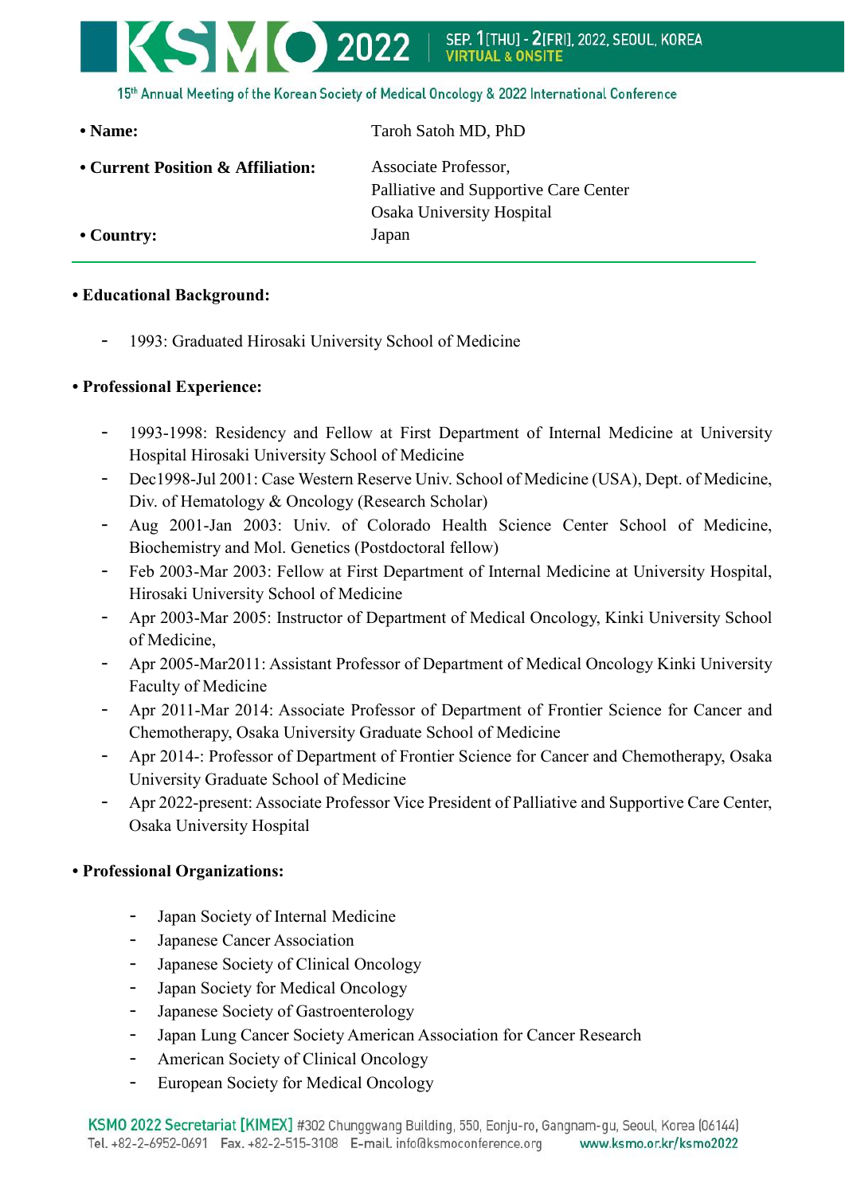- **Name:** Taroh Satoh MD, PhD
- **Current Position & Affiliation:** Associate Professor, Palliative and Supportive Care Center Osaka University Hospital
- **Country:** Japan

---

- **Educational Background:**

  - 1993: Graduated Hirosaki University School of Medicine

- **Professional Experience:**

  - 1993-1998: Residency and Fellow at First Department of Internal Medicine at University Hospital Hirosaki University School of Medicine
  - Dec1998-Jul 2001: Case Western Reserve Univ. School of Medicine (USA), Dept. of Medicine, Div. of Hematology & Oncology (Research Scholar)
  - Aug 2001-Jan 2003: Univ. of Colorado Health Science Center School of Medicine, Biochemistry and Mol. Genetics (Postdoctoral fellow)
  - Feb 2003-Mar 2003: Fellow at First Department of Internal Medicine at University Hospital, Hirosaki University School of Medicine
  - Apr 2003-Mar 2005: Instructor of Department of Medical Oncology, Kinki University School of Medicine,
  - Apr 2005-Mar2011: Assistant Professor of Department of Medical Oncology Kinki University Faculty of Medicine
  - Apr 2011-Mar 2014: Associate Professor of Department of Frontier Science for Cancer and Chemotherapy, Osaka University Graduate School of Medicine
  - Apr 2014-: Professor of Department of Frontier Science for Cancer and Chemotherapy, Osaka University Graduate School of Medicine
  - Apr 2022-present: Associate Professor Vice President of Palliative and Supportive Care Center, Osaka University Hospital

- **Professional Organizations:**

  - Japan Society of Internal Medicine
  - Japanese Cancer Association
  - Japanese Society of Clinical Oncology
  - Japan Society for Medical Oncology
  - Japanese Society of Gastroenterology
  - Japan Lung Cancer Society American Association for Cancer Research
  - American Society of Clinical Oncology
  - European Society for Medical Oncology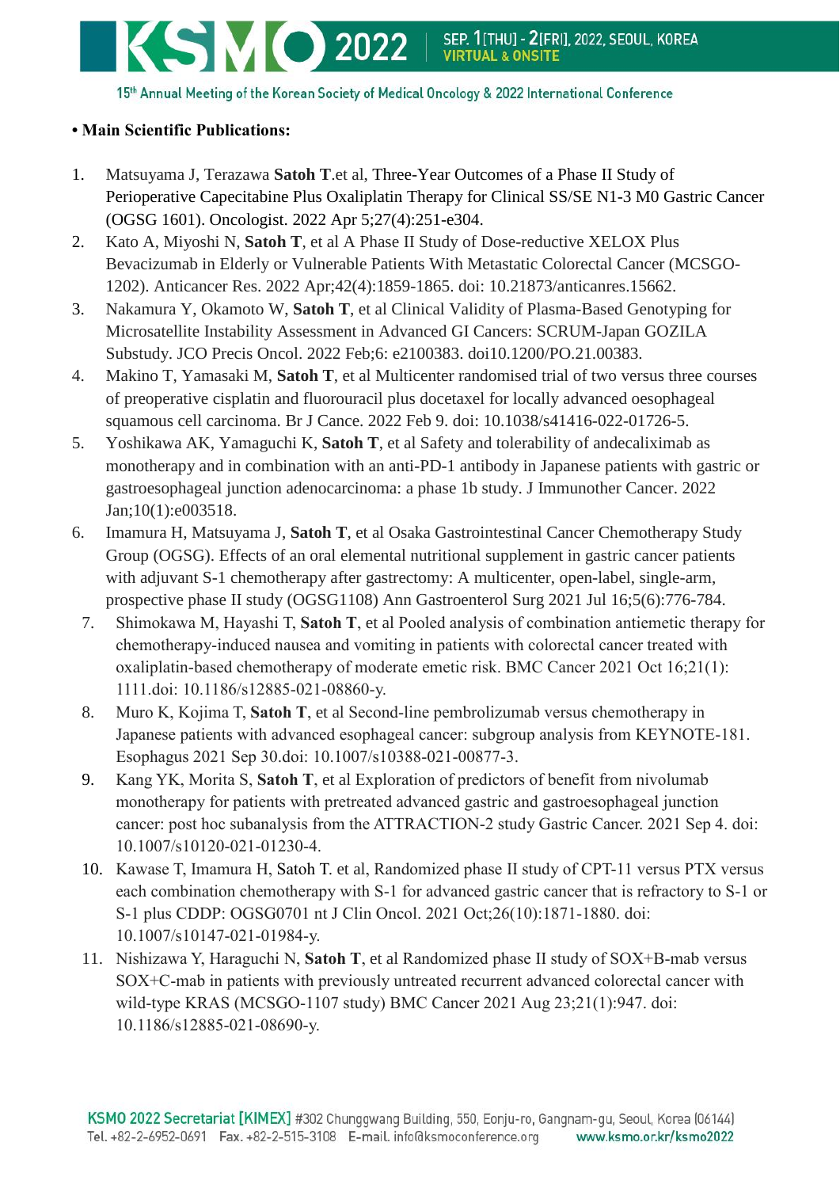- **Main Scientific Publications:**

1. Matsuyama J, Terazawa **Satoh T**.et al, Three-Year Outcomes of a Phase II Study of Perioperative Capecitabine Plus Oxaliplatin Therapy for Clinical SS/SE N1-3 M0 Gastric Cancer (OGSG 1601). Oncologist. 2022 Apr 5;27(4):251-e304.
2. Kato A, Miyoshi N, **Satoh T**, et al A Phase II Study of Dose-reductive XELOX Plus Bevacizumab in Elderly or Vulnerable Patients With Metastatic Colorectal Cancer (MCSGO-1202). Anticancer Res. 2022 Apr;42(4):1859-1865. doi: 10.21873/anticanres.15662.
3. Nakamura Y, Okamoto W, **Satoh T**, et al Clinical Validity of Plasma-Based Genotyping for Microsatellite Instability Assessment in Advanced GI Cancers: SCRUM-Japan GOZILA Substudy. JCO Precis Oncol. 2022 Feb;6: e2100383. doi10.1200/PO.21.00383.
4. Makino T, Yamasaki M, **Satoh T**, et al Multicenter randomised trial of two versus three courses of preoperative cisplatin and fluorouracil plus docetaxel for locally advanced oesophageal squamous cell carcinoma. Br J Cance. 2022 Feb 9. doi: 10.1038/s41416-022-01726-5.
5. Yoshikawa AK, Yamaguchi K, **Satoh T**, et al Safety and tolerability of andecaliximab as monotherapy and in combination with an anti-PD-1 antibody in Japanese patients with gastric or gastroesophageal junction adenocarcinoma: a phase 1b study. J Immunother Cancer. 2022 Jan;10(1):e003518.
6. Imamura H, Matsuyama J, **Satoh T**, et al Osaka Gastrointestinal Cancer Chemotherapy Study Group (OGSG). Effects of an oral elemental nutritional supplement in gastric cancer patients with adjuvant S-1 chemotherapy after gastrectomy: A multicenter, open-label, single-arm, prospective phase II study (OGSG1108) Ann Gastroenterol Surg 2021 Jul 16;5(6):776-784.
7. Shimokawa M, Hayashi T, **Satoh T**, et al Pooled analysis of combination antiemetic therapy for chemotherapy-induced nausea and vomiting in patients with colorectal cancer treated with oxaliplatin-based chemotherapy of moderate emetic risk. BMC Cancer 2021 Oct 16;21(1): 1111.doi: 10.1186/s12885-021-08860-y.
8. Muro K, Kojima T, **Satoh T**, et al Second-line pembrolizumab versus chemotherapy in Japanese patients with advanced esophageal cancer: subgroup analysis from KEYNOTE-181. Esophagus 2021 Sep 30.doi: 10.1007/s10388-021-00877-3.
9. Kang YK, Morita S, **Satoh T**, et al Exploration of predictors of benefit from nivolumab monotherapy for patients with pretreated advanced gastric and gastroesophageal junction cancer: post hoc subanalysis from the ATTRACTION-2 study Gastric Cancer. 2021 Sep 4. doi: 10.1007/s10120-021-01230-4.
10. Kawase T, Imamura H, Satoh T. et al, Randomized phase II study of CPT-11 versus PTX versus each combination chemotherapy with S-1 for advanced gastric cancer that is refractory to S-1 or S-1 plus CDDP: OGSG0701 nt J Clin Oncol. 2021 Oct;26(10):1871-1880. doi: 10.1007/s10147-021-01984-y.
11. Nishizawa Y, Haraguchi N, **Satoh T**, et al Randomized phase II study of SOX+B-mab versus SOX+C-mab in patients with previously untreated recurrent advanced colorectal cancer with wild-type KRAS (MCSGO-1107 study) BMC Cancer 2021 Aug 23;21(1):947. doi: 10.1186/s12885-021-08690-y.